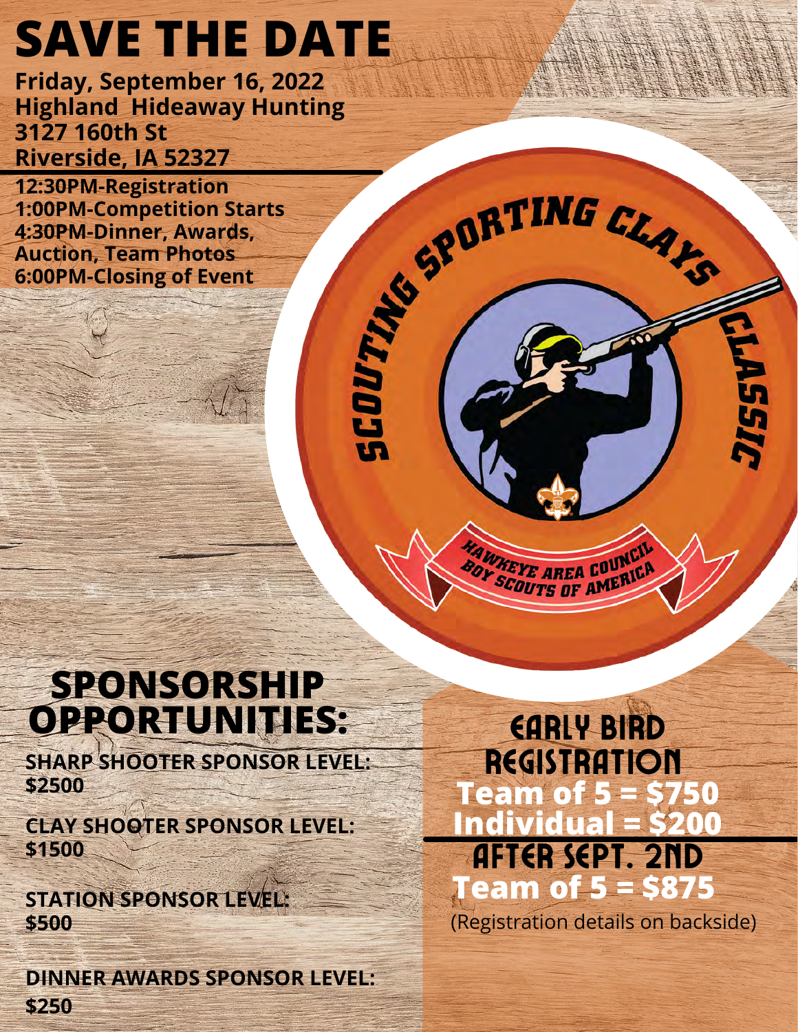# SAVE THE DATE

**Friday, September 16, 2022**
**Highland Hideaway Hunting**
**3127 160th St**
**Riverside, IA 52327**

**12:30PM-Registration**
**1:00PM-Competition Starts**
**4:30PM-Dinner, Awards, Auction, Team Photos**
**6:00PM-Closing of Event**

SCOUTING SPORTING CLAYS CLASSIC

HAWKEYE AREA COUNCIL BOY SCOUTS OF AMERICA

## SPONSORSHIP OPPORTUNITIES:

**SHARP SHOOTER SPONSOR LEVEL: $2500**

**CLAY SHOOTER SPONSOR LEVEL: $1500**

**STATION SPONSOR LEVEL: $500**

**DINNER AWARDS SPONSOR LEVEL: $250**

## EARLY BIRD REGISTRATION

**Team of 5 = $750**
**Individual = $200**

## AFTER SEPT. 2ND

**Team of 5 = $875**

(Registration details on backside)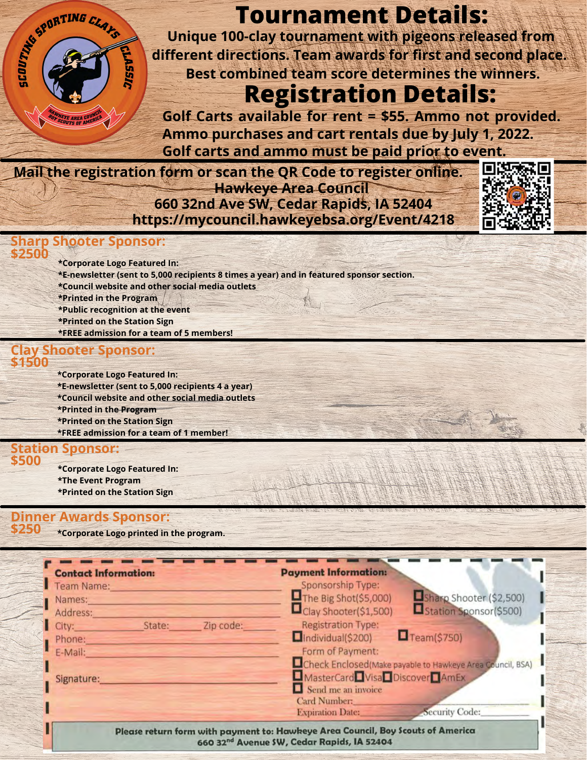# Tournament Details:

**Unique 100-clay tournament with pigeons released from different directions. Team awards for first and second place. Best combined team score determines the winners.**

# Registration Details:

**Golf Carts available for rent = $55. Ammo not provided. Ammo purchases and cart rentals due by July 1, 2022. Golf carts and ammo must be paid prior to event.**

**Mail the registration form or scan the QR Code to register online.**
**Hawkeye Area Council**
**660 32nd Ave SW, Cedar Rapids, IA 52404**
**https://mycouncil.hawkeyebsa.org/Event/4218**

## Sharp Shooter Sponsor: $2500

- *Corporate Logo Featured In:
- *E-newsletter (sent to 5,000 recipients 8 times a year) and in featured sponsor section.
- *Council website and other social media outlets
- *Printed in the Program
- *Public recognition at the event
- *Printed on the Station Sign
- *FREE admission for a team of 5 members!

## Clay Shooter Sponsor: $1500

- *Corporate Logo Featured In:
- *E-newsletter (sent to 5,000 recipients 4 a year)
- *Council website and other social media outlets
- *Printed in the Program
- *Printed on the Station Sign
- *FREE admission for a team of 1 member!

## Station Sponsor: $500

- *Corporate Logo Featured In:
- *The Event Program
- *Printed on the Station Sign

## Dinner Awards Sponsor: $250

- *Corporate Logo printed in the program.

---

**Contact Information:**

Team Name: ____________________
Names: ____________________
Address: ____________________
City: __________ State: ______ Zip code: ______
Phone: ____________________
E-Mail: ____________________

Signature: ____________________

**Payment Information:**

Sponsorship Type:
- ☐ The Big Shot($5,000)
- ☐ Sharp Shooter ($2,500)
- ☐ Clay Shooter($1,500)
- ☐ Station Sponsor($500)

Registration Type:
- ☐ Individual($200)
- ☐ Team($750)

Form of Payment:
- ☐ Check Enclosed(Make payable to Hawkeye Area Council, BSA)
- ☐ MasterCard ☐ Visa ☐ Discover ☐ AmEx
- ☐ Send me an invoice

Card Number: ____________________
Expiration Date: __________ Security Code: __________

**Please return form with payment to: Hawkeye Area Council, Boy Scouts of America**
**660 32nd Avenue SW, Cedar Rapids, IA 52404**